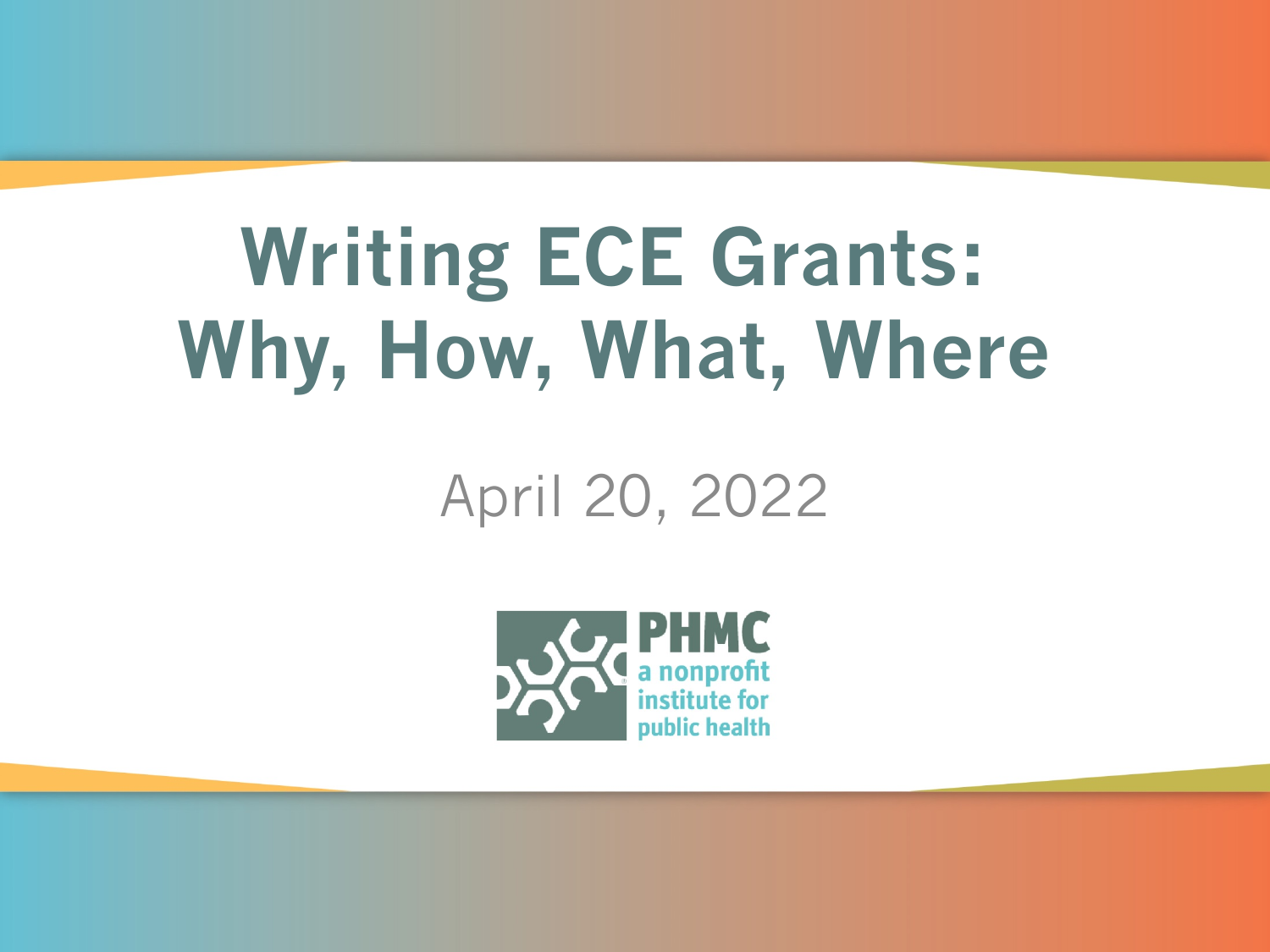# Writing ECE Grants: Why, How, What, Where

April 20, 2022

PHMC
a nonprofit institute for public health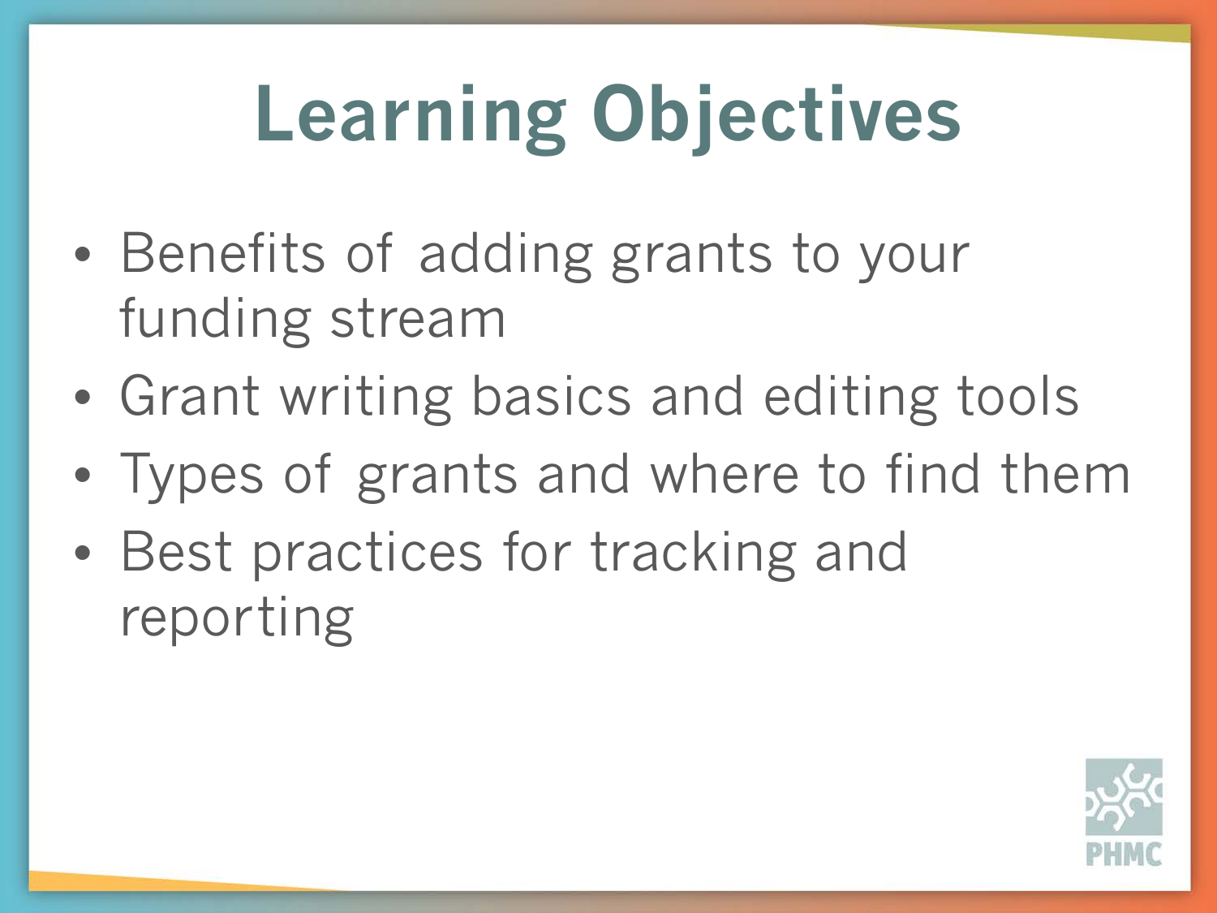# Learning Objectives

- Benefits of adding grants to your funding stream
- Grant writing basics and editing tools
- Types of grants and where to find them
- Best practices for tracking and reporting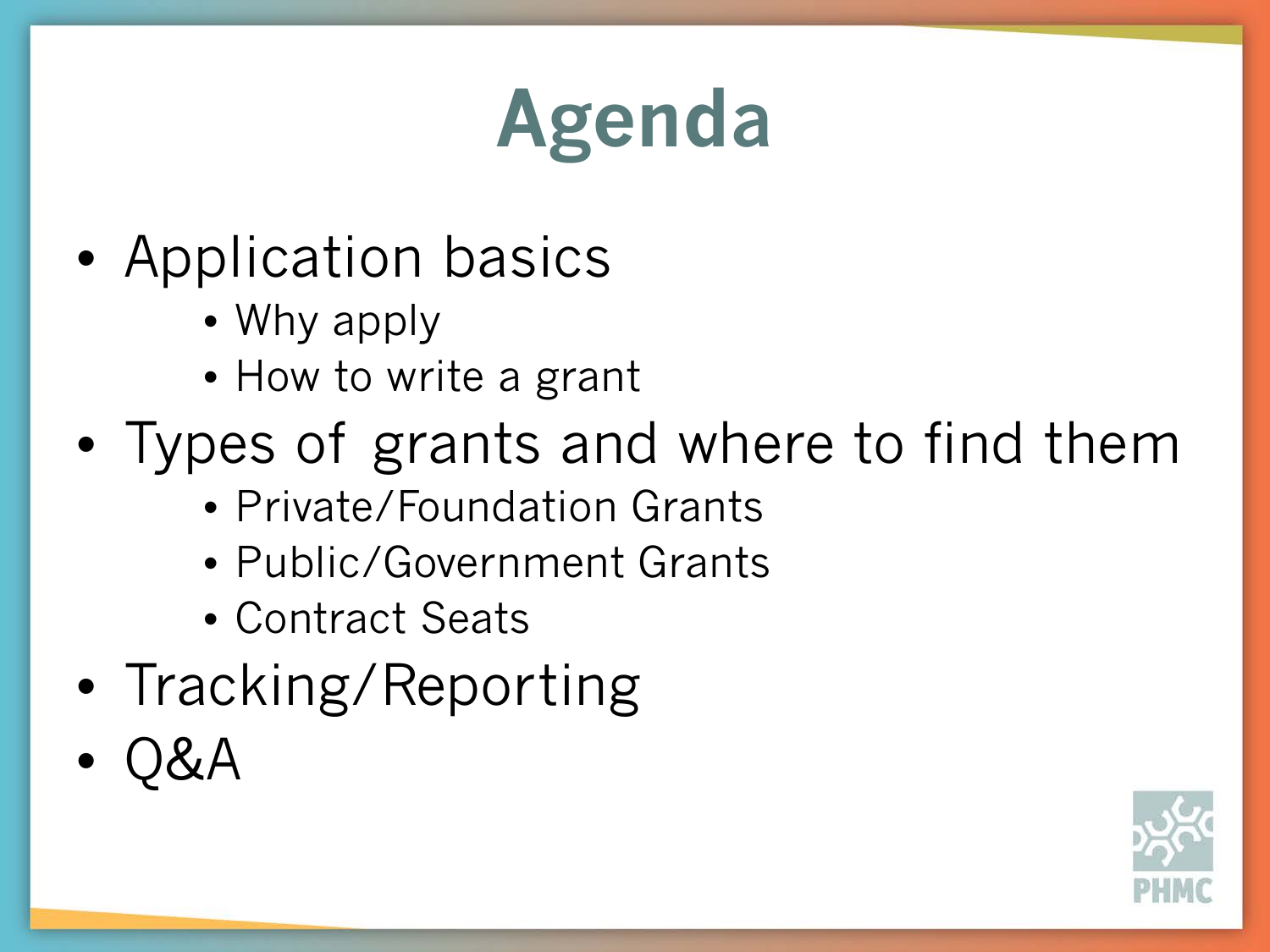# Agenda

- Application basics
  - Why apply
  - How to write a grant
- Types of grants and where to find them
  - Private/Foundation Grants
  - Public/Government Grants
  - Contract Seats
- Tracking/Reporting
- Q&A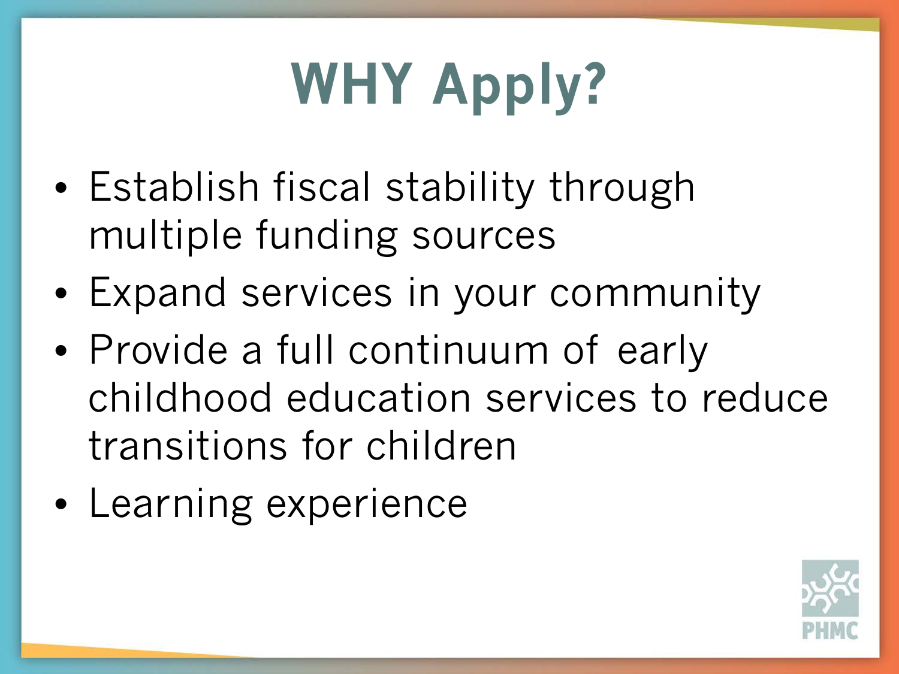# WHY Apply?

- Establish fiscal stability through multiple funding sources
- Expand services in your community
- Provide a full continuum of early childhood education services to reduce transitions for children
- Learning experience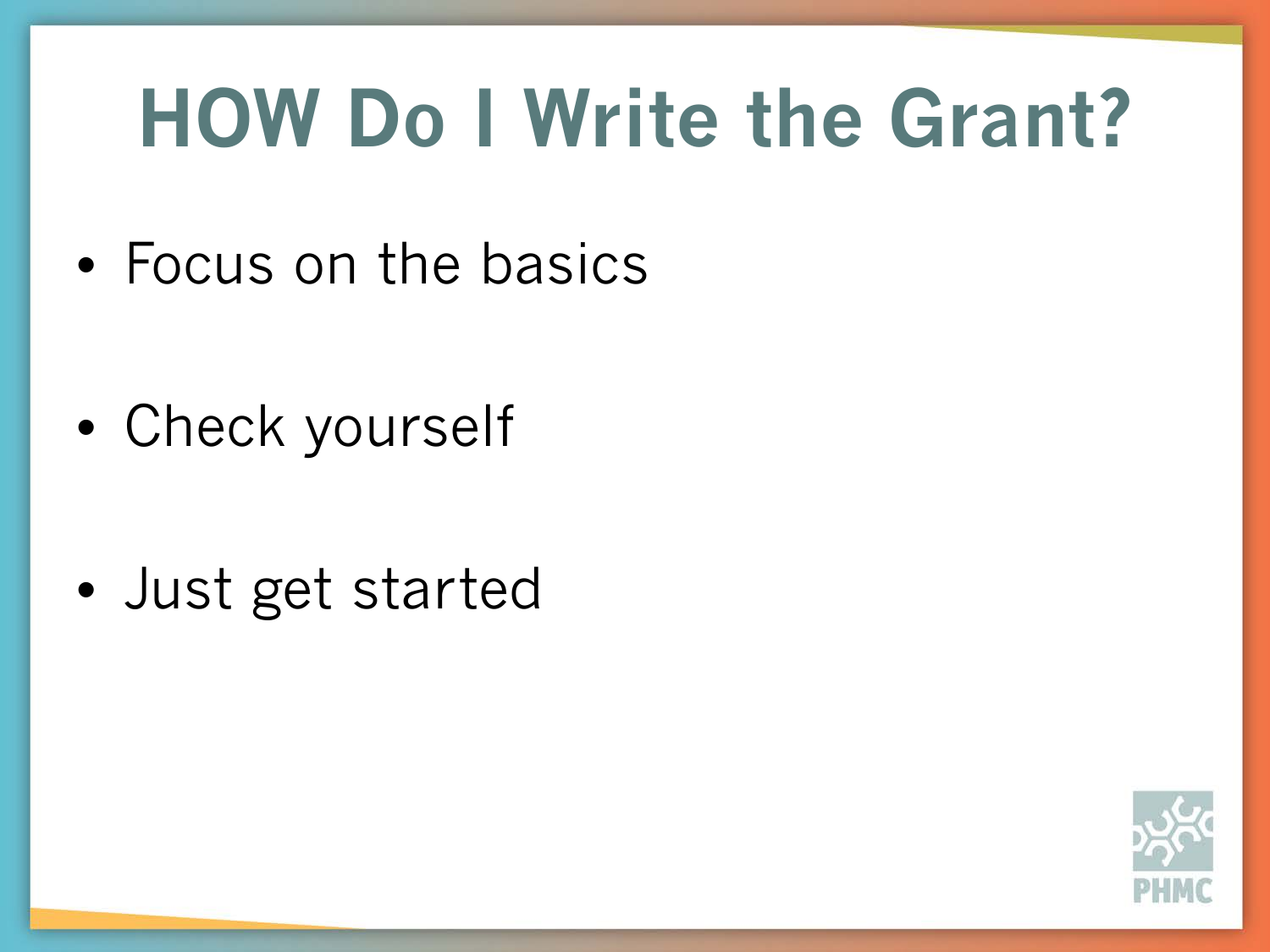# HOW Do I Write the Grant?

- Focus on the basics
- Check yourself
- Just get started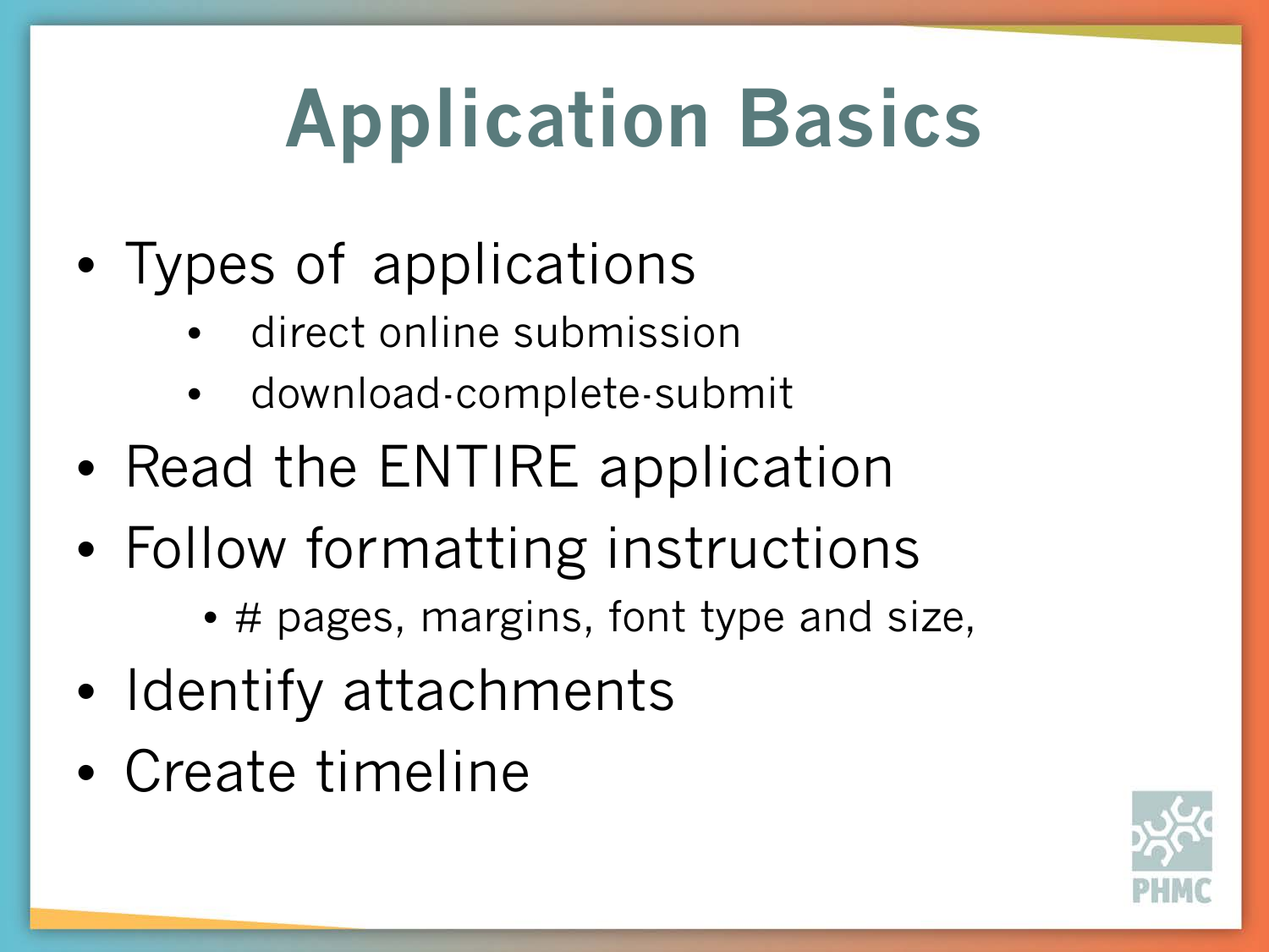# Application Basics

- Types of applications
  - direct online submission
  - download-complete-submit
- Read the ENTIRE application
- Follow formatting instructions
  - # pages, margins, font type and size,
- Identify attachments
- Create timeline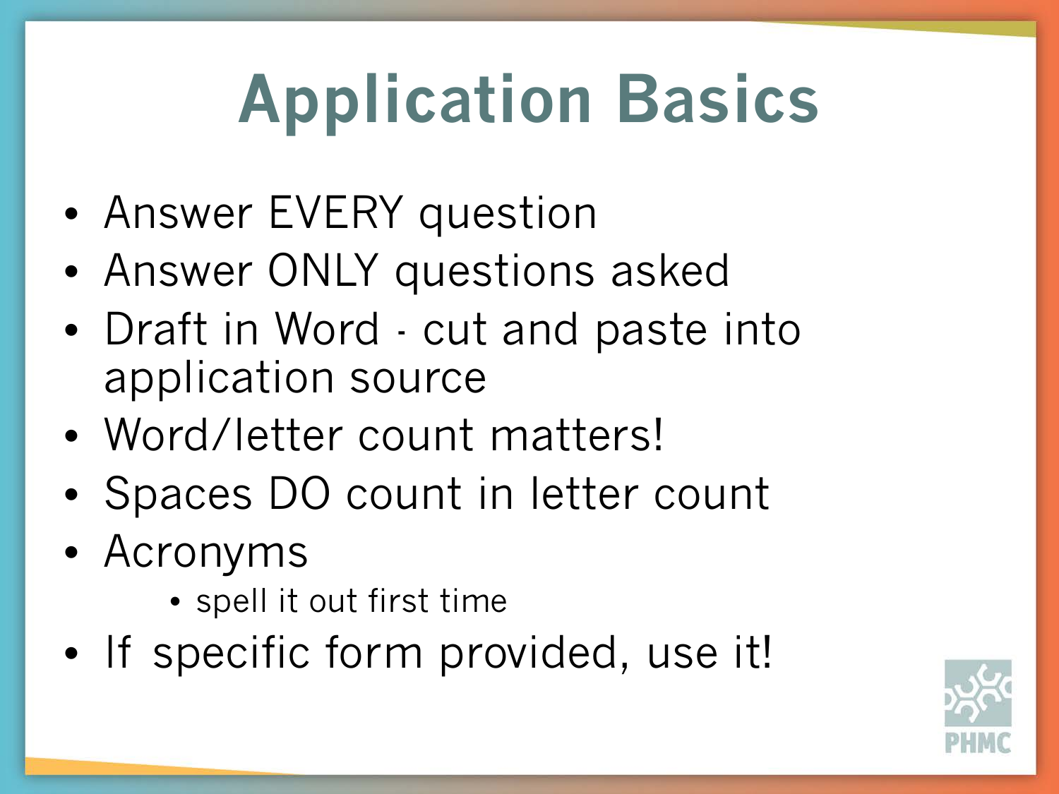# Application Basics

- Answer EVERY question
- Answer ONLY questions asked
- Draft in Word - cut and paste into application source
- Word/letter count matters!
- Spaces DO count in letter count
- Acronyms
  - spell it out first time
- If specific form provided, use it!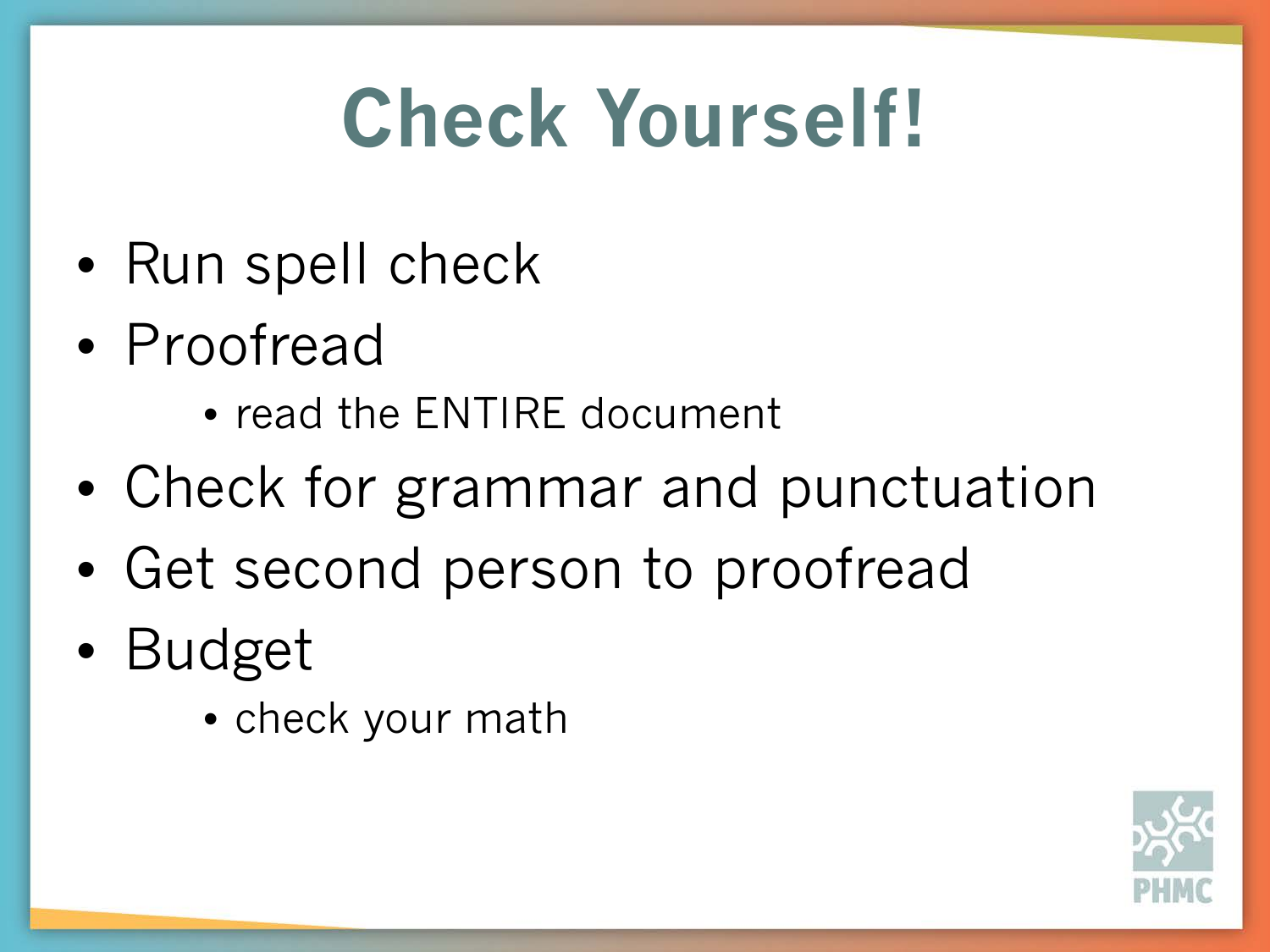# Check Yourself!

- Run spell check
- Proofread
  - read the ENTIRE document
- Check for grammar and punctuation
- Get second person to proofread
- Budget
  - check your math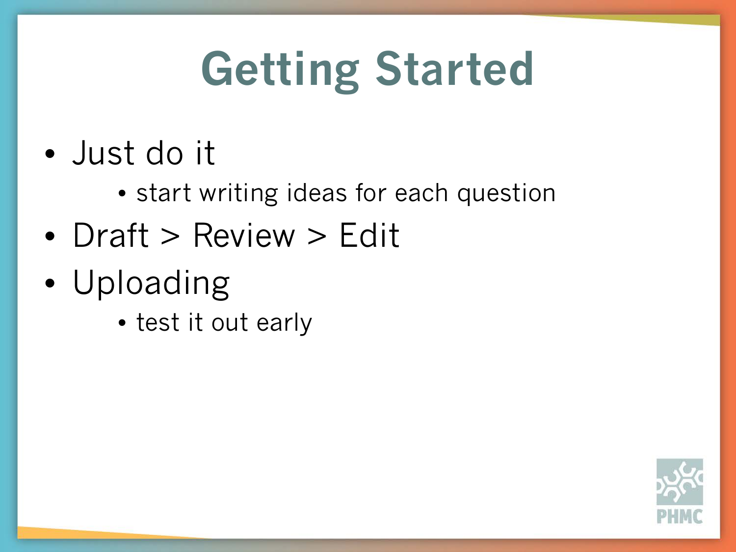# Getting Started

- Just do it
  - start writing ideas for each question
- Draft > Review > Edit
- Uploading
  - test it out early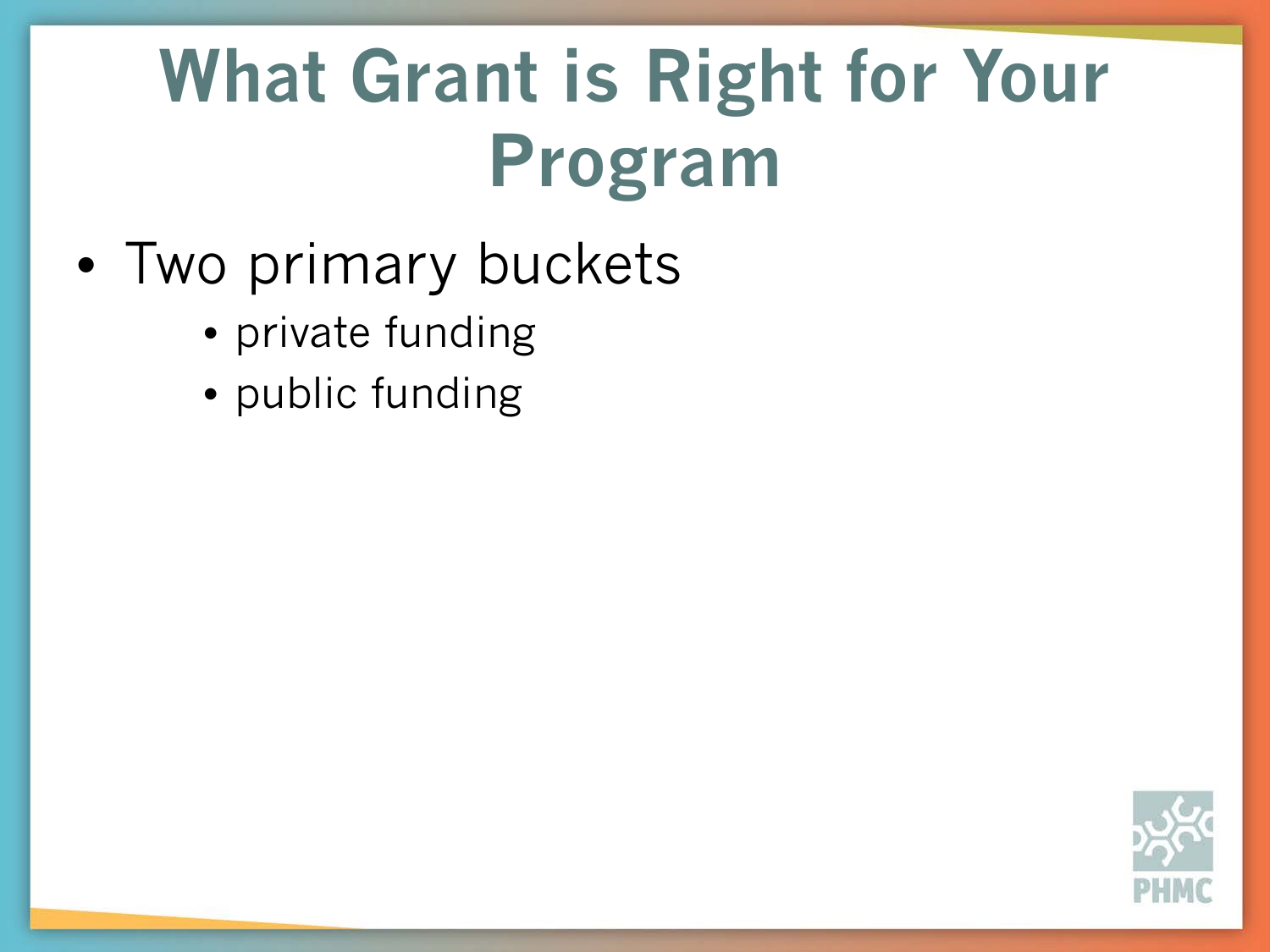# What Grant is Right for Your Program

- Two primary buckets
  - private funding
  - public funding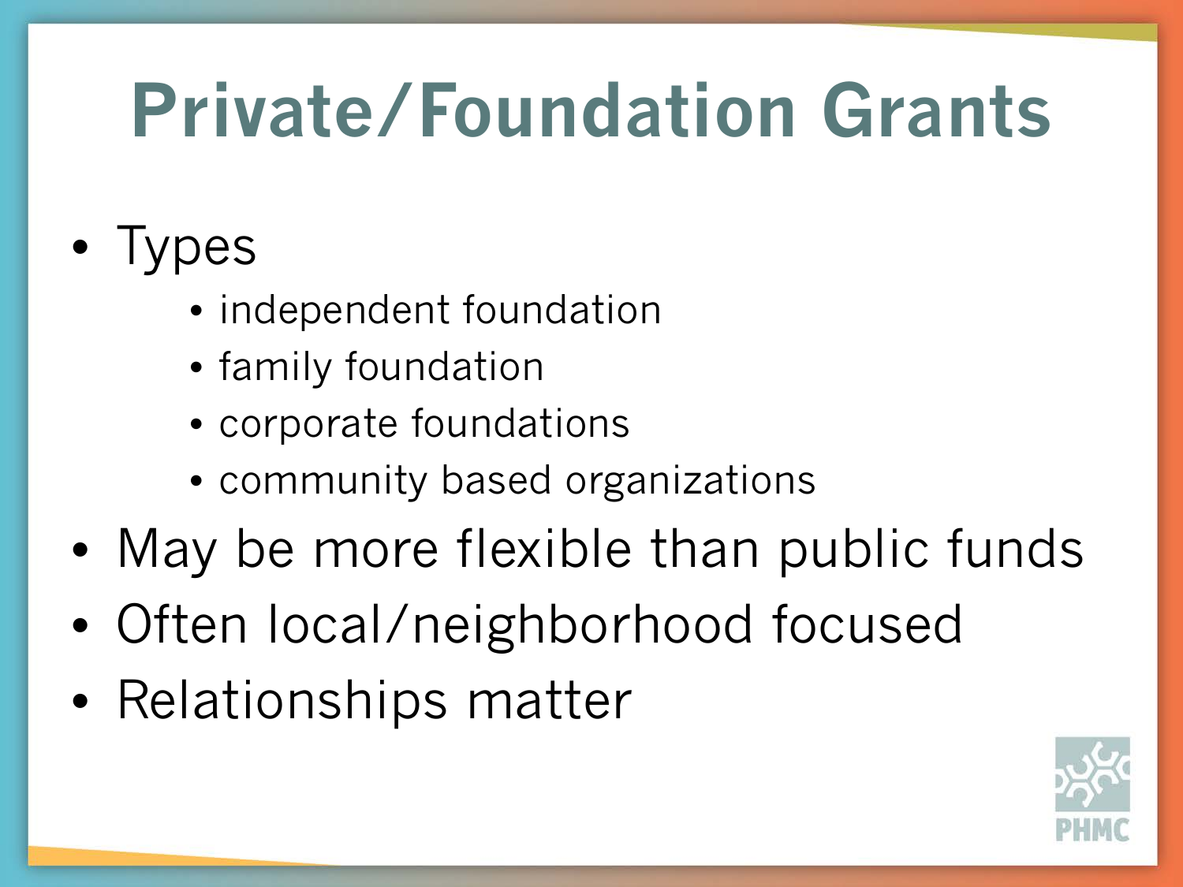# Private/Foundation Grants

- Types
  - independent foundation
  - family foundation
  - corporate foundations
  - community based organizations
- May be more flexible than public funds
- Often local/neighborhood focused
- Relationships matter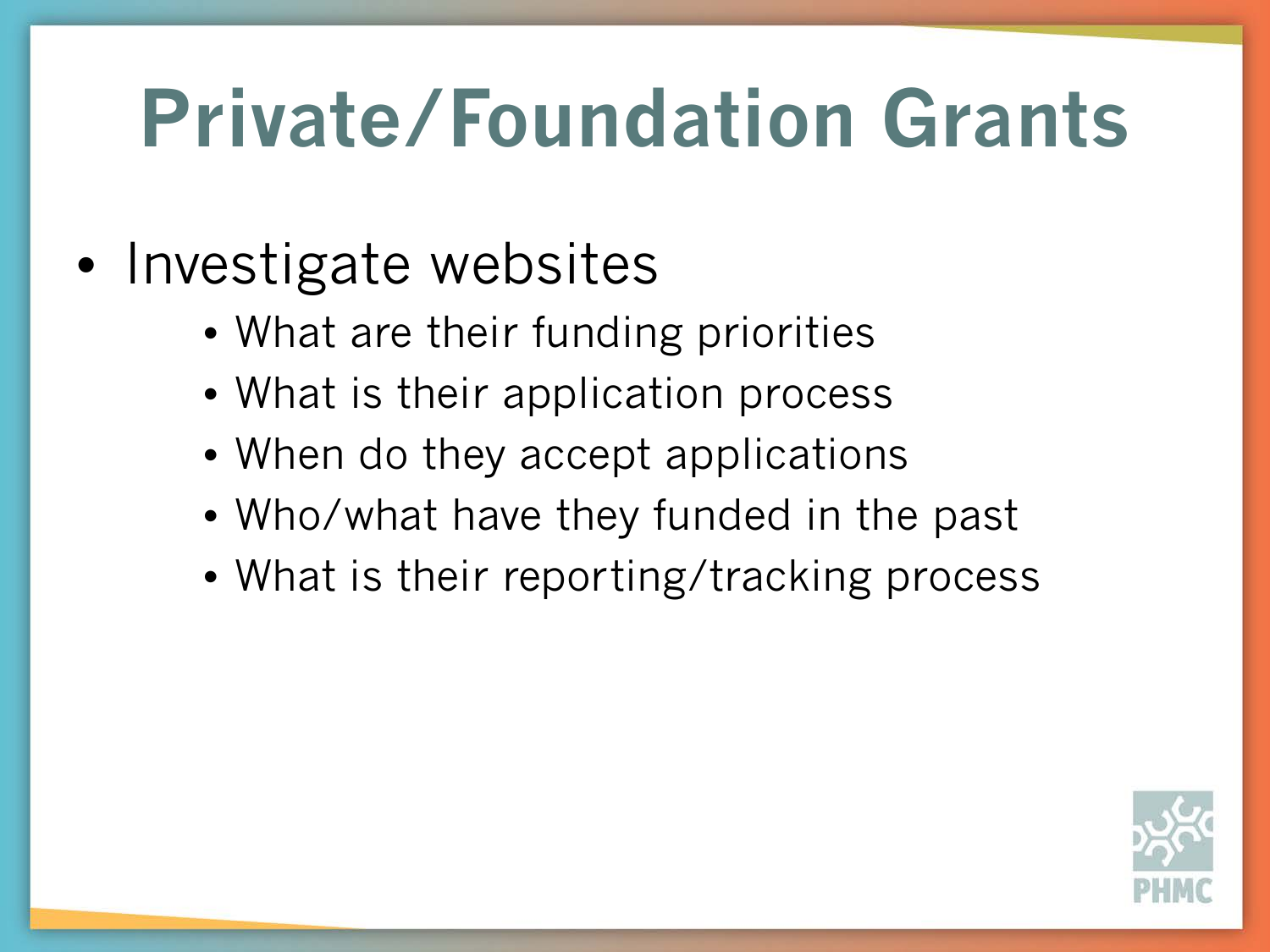# Private/Foundation Grants

- Investigate websites
  - What are their funding priorities
  - What is their application process
  - When do they accept applications
  - Who/what have they funded in the past
  - What is their reporting/tracking process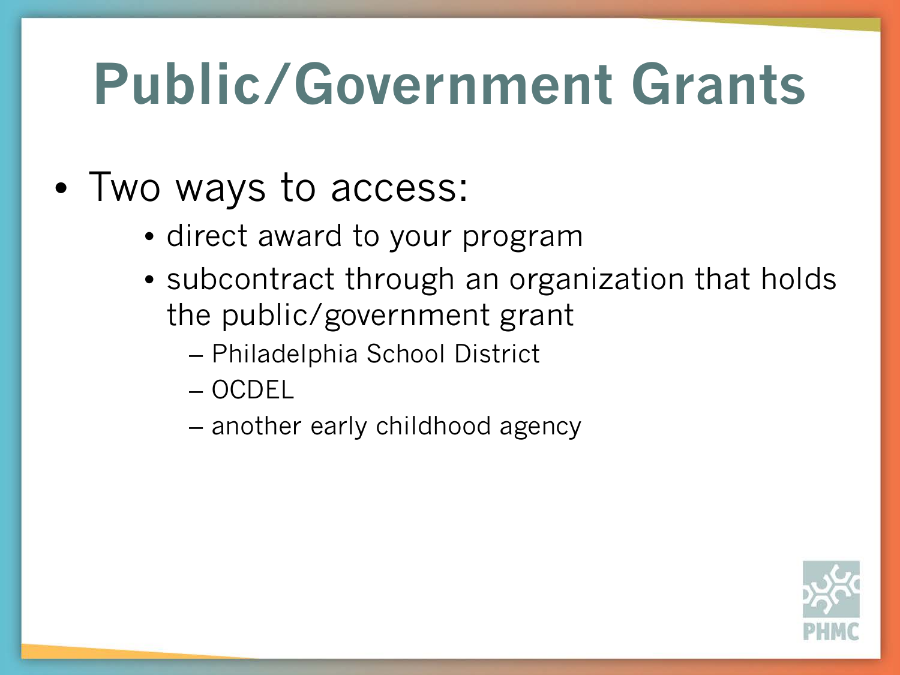# Public/Government Grants

- Two ways to access:
  - direct award to your program
  - subcontract through an organization that holds the public/government grant
    - Philadelphia School District
    - OCDEL
    - another early childhood agency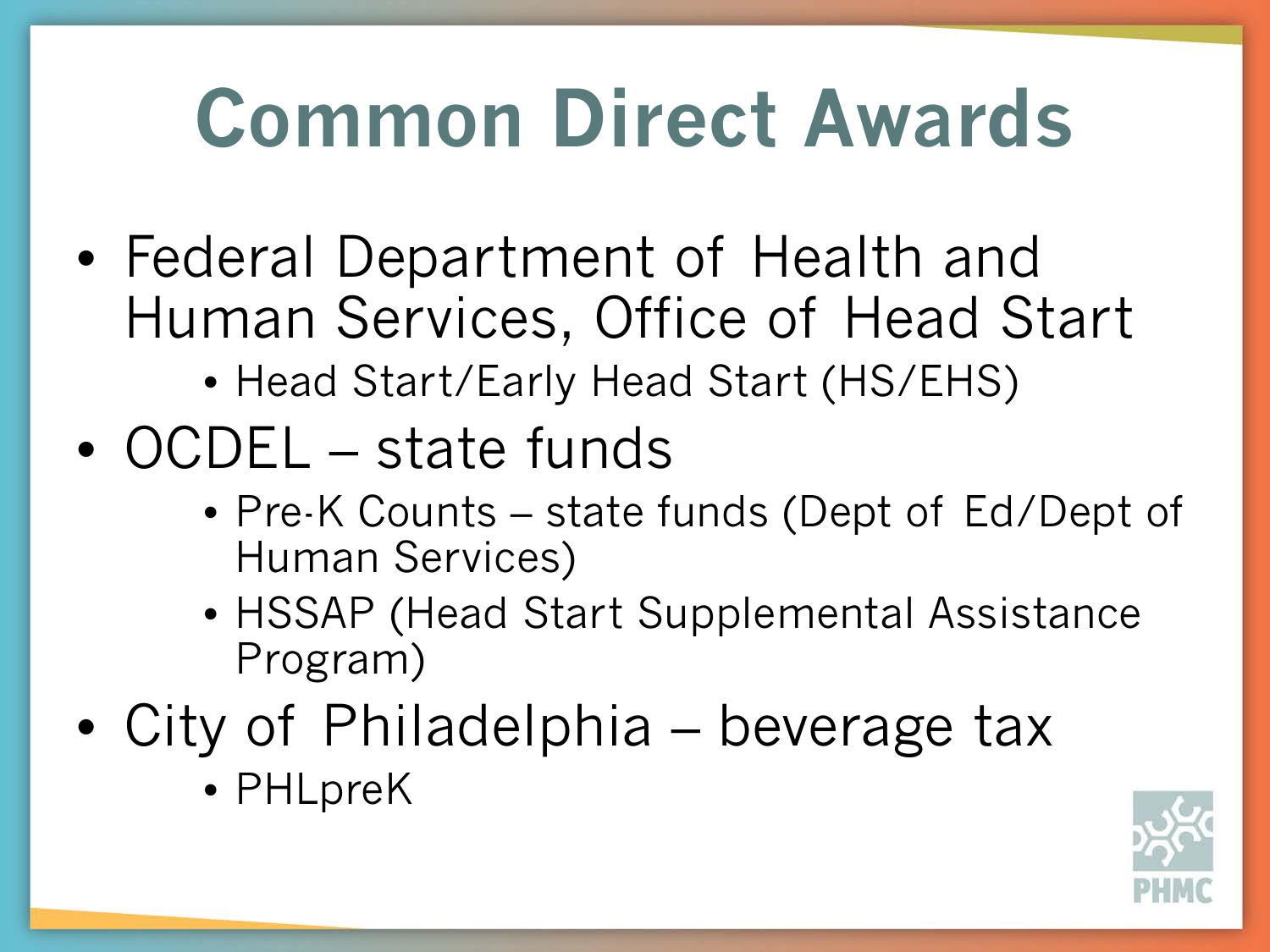# Common Direct Awards

- Federal Department of Health and Human Services, Office of Head Start
  - Head Start/Early Head Start (HS/EHS)
- OCDEL – state funds
  - Pre-K Counts – state funds (Dept of Ed/Dept of Human Services)
  - HSSAP (Head Start Supplemental Assistance Program)
- City of Philadelphia – beverage tax
  - PHLpreK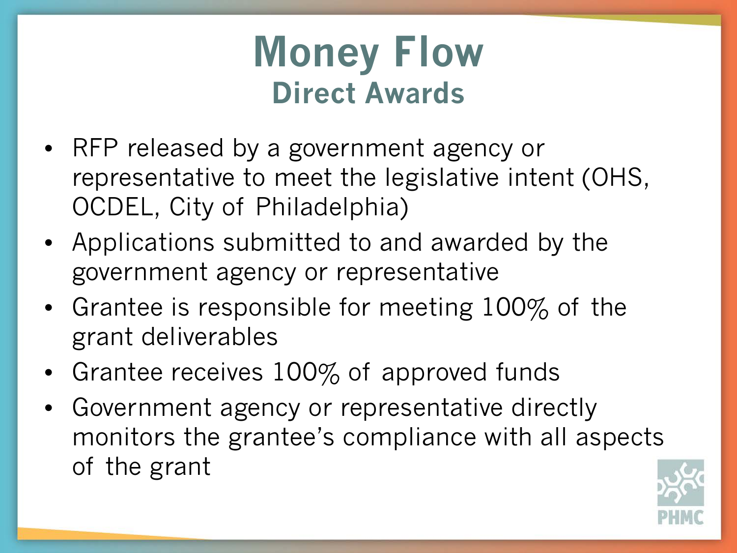# Money Flow

## Direct Awards

- RFP released by a government agency or representative to meet the legislative intent (OHS, OCDEL, City of Philadelphia)
- Applications submitted to and awarded by the government agency or representative
- Grantee is responsible for meeting 100% of the grant deliverables
- Grantee receives 100% of approved funds
- Government agency or representative directly monitors the grantee's compliance with all aspects of the grant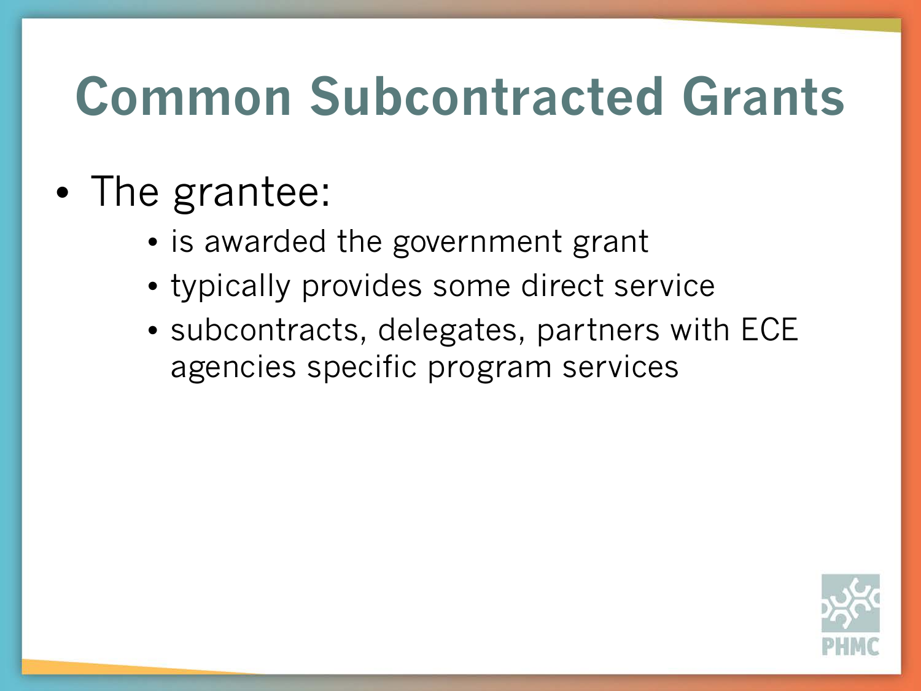# Common Subcontracted Grants

- The grantee:
  - is awarded the government grant
  - typically provides some direct service
  - subcontracts, delegates, partners with ECE agencies specific program services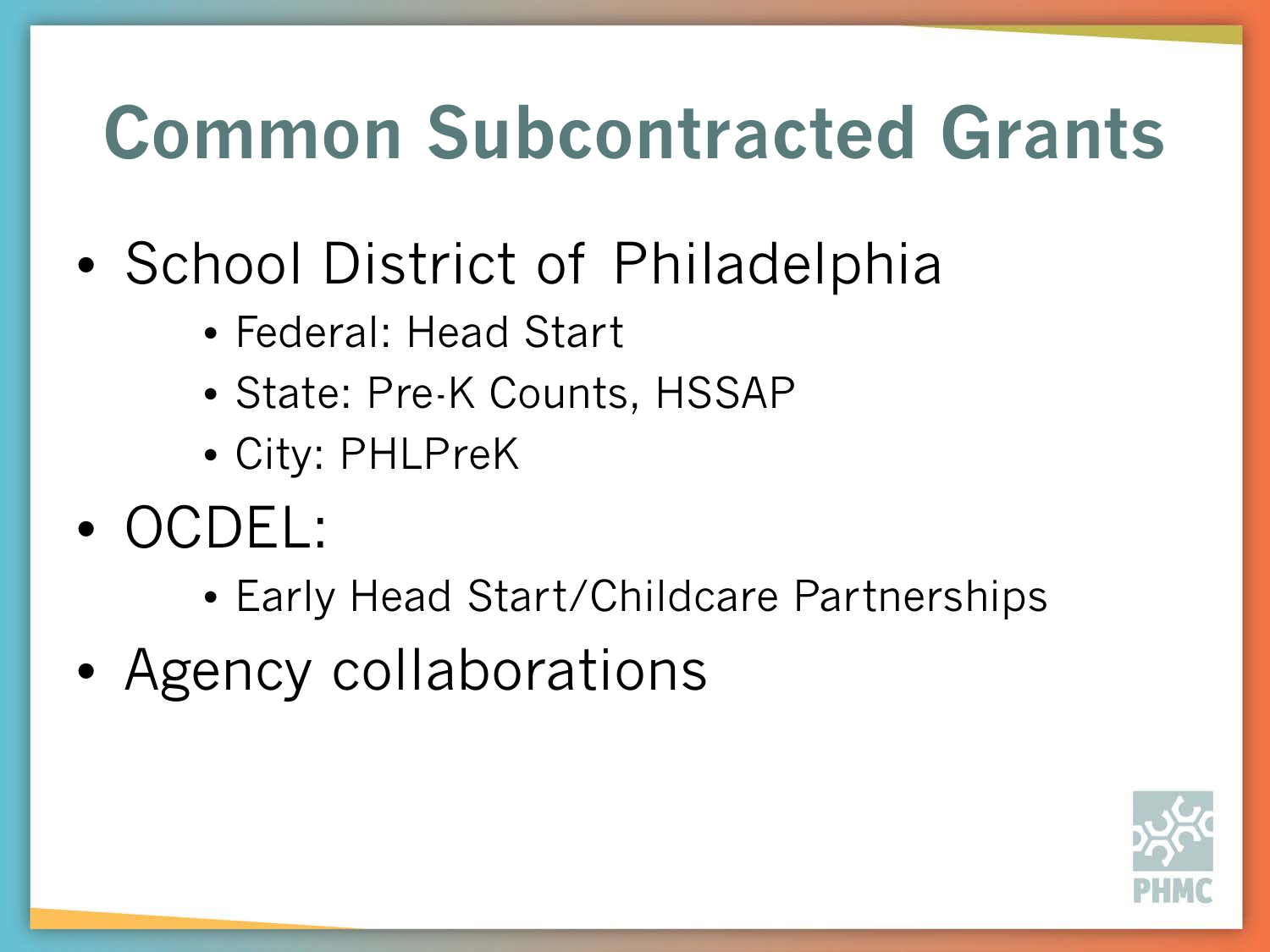# Common Subcontracted Grants

- School District of Philadelphia
  - Federal: Head Start
  - State: Pre-K Counts, HSSAP
  - City: PHLPreK
- OCDEL:
  - Early Head Start/Childcare Partnerships
- Agency collaborations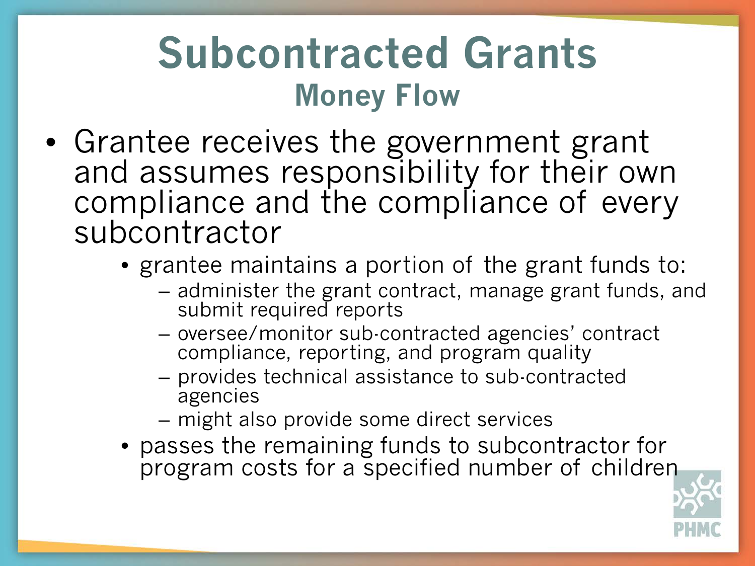# Subcontracted Grants

## Money Flow

- Grantee receives the government grant and assumes responsibility for their own compliance and the compliance of every subcontractor
  - grantee maintains a portion of the grant funds to:
    - administer the grant contract, manage grant funds, and submit required reports
    - oversee/monitor sub-contracted agencies' contract compliance, reporting, and program quality
    - provides technical assistance to sub-contracted agencies
    - might also provide some direct services
  - passes the remaining funds to subcontractor for program costs for a specified number of children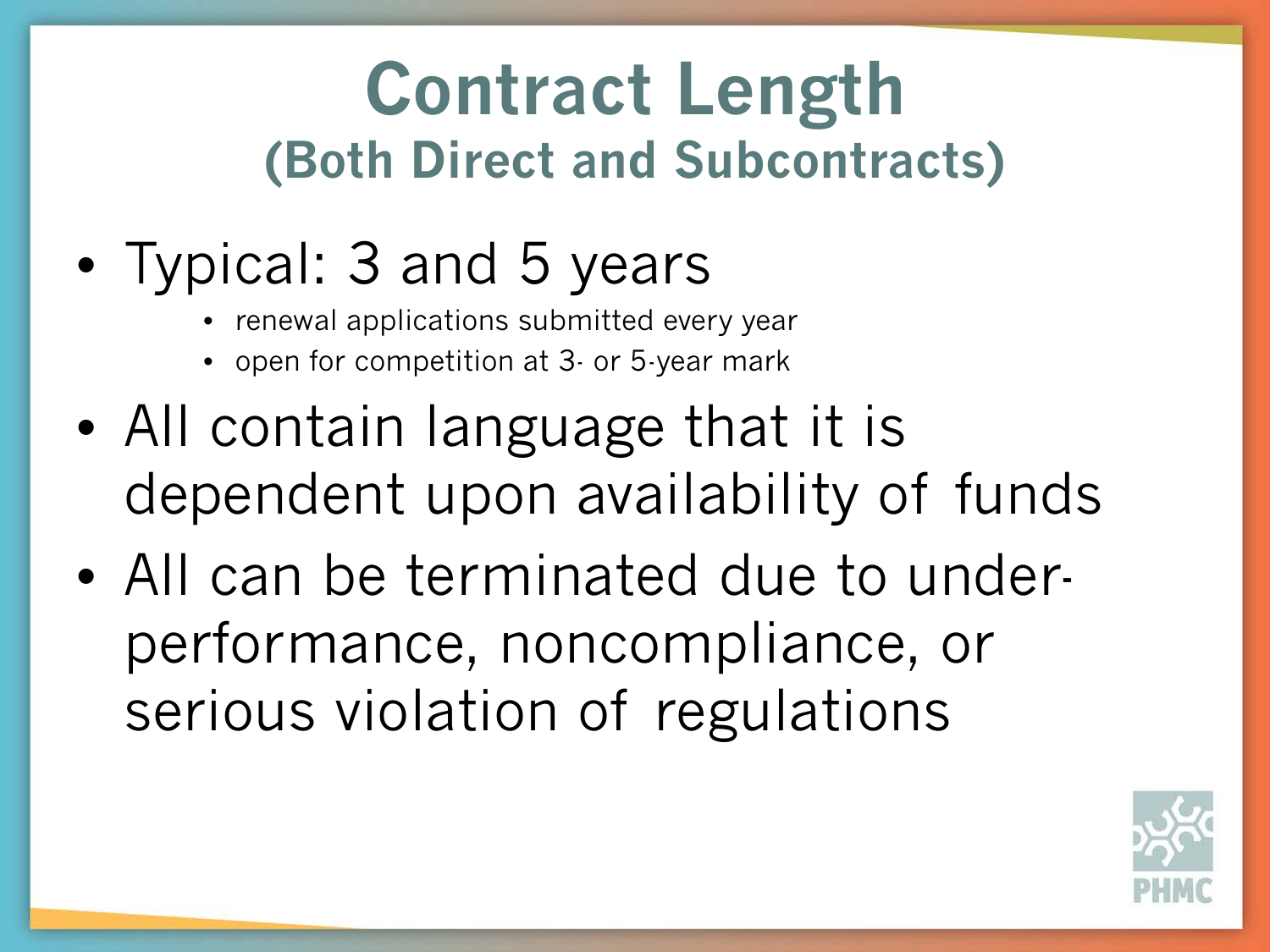# Contract Length
## (Both Direct and Subcontracts)

- Typical: 3 and 5 years
  - renewal applications submitted every year
  - open for competition at 3- or 5-year mark
- All contain language that it is dependent upon availability of funds
- All can be terminated due to under-performance, noncompliance, or serious violation of regulations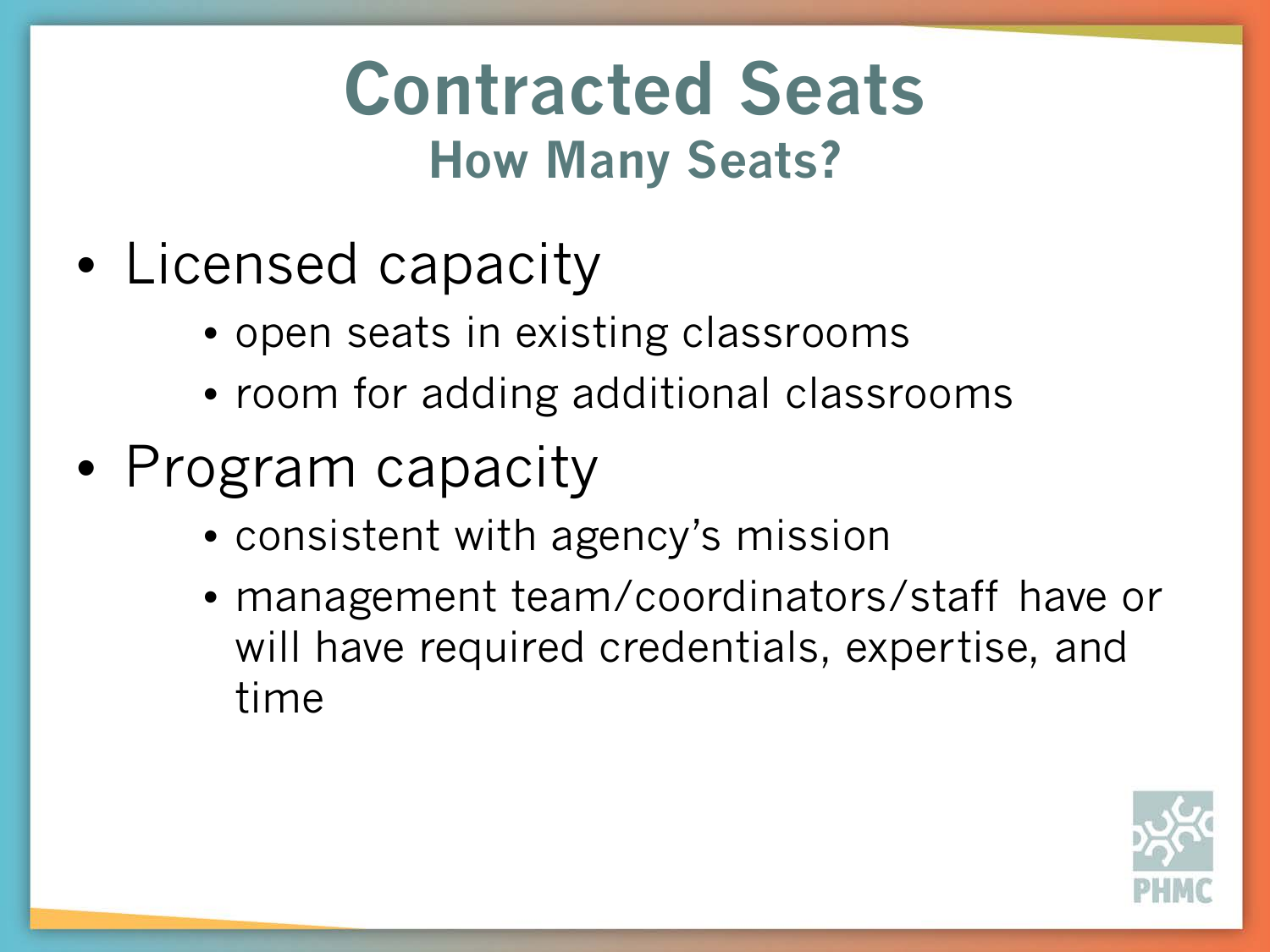# Contracted Seats

## How Many Seats?

- Licensed capacity
  - open seats in existing classrooms
  - room for adding additional classrooms
- Program capacity
  - consistent with agency's mission
  - management team/coordinators/staff have or will have required credentials, expertise, and time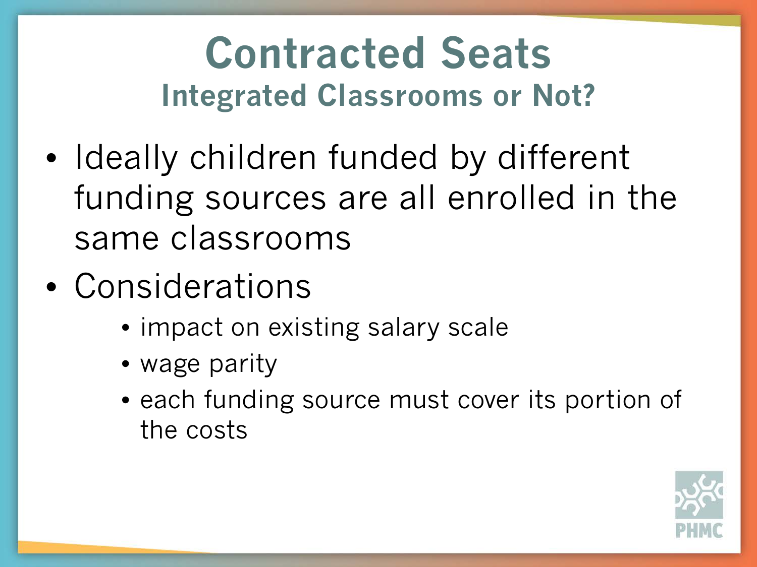# Contracted Seats

## Integrated Classrooms or Not?

- Ideally children funded by different funding sources are all enrolled in the same classrooms
- Considerations
  - impact on existing salary scale
  - wage parity
  - each funding source must cover its portion of the costs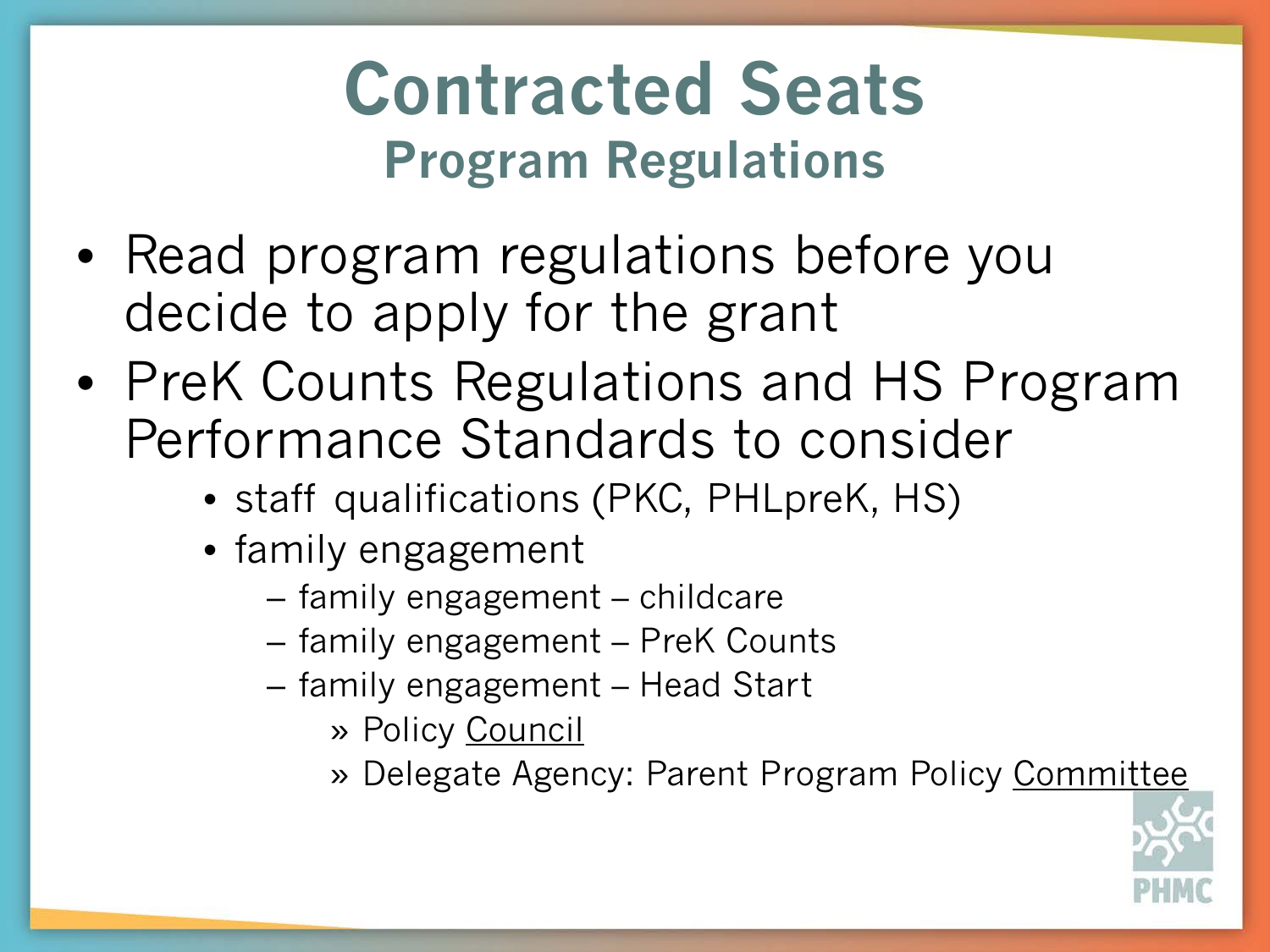# Contracted Seats

## Program Regulations

- Read program regulations before you decide to apply for the grant
- PreK Counts Regulations and HS Program Performance Standards to consider
  - staff qualifications (PKC, PHLpreK, HS)
  - family engagement
    - family engagement – childcare
    - family engagement – PreK Counts
    - family engagement – Head Start
      - Policy Council
      - Delegate Agency: Parent Program Policy Committee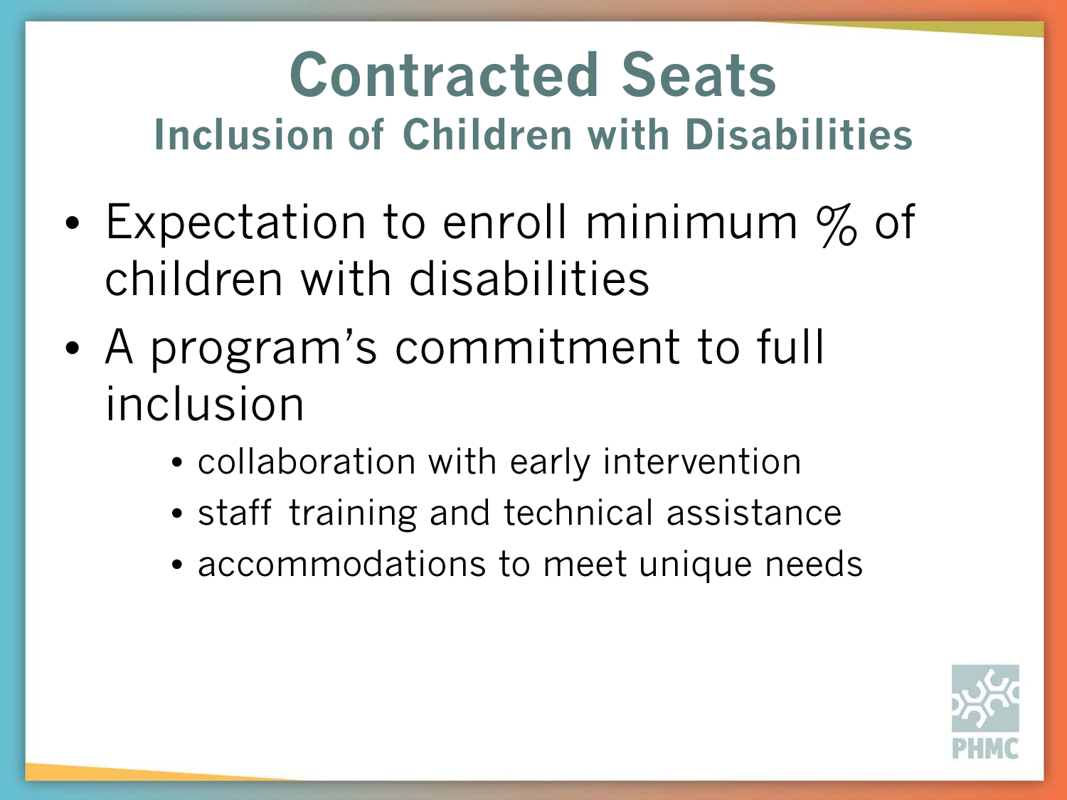# Contracted Seats

## Inclusion of Children with Disabilities

- Expectation to enroll minimum % of children with disabilities
- A program's commitment to full inclusion
    - collaboration with early intervention
    - staff training and technical assistance
    - accommodations to meet unique needs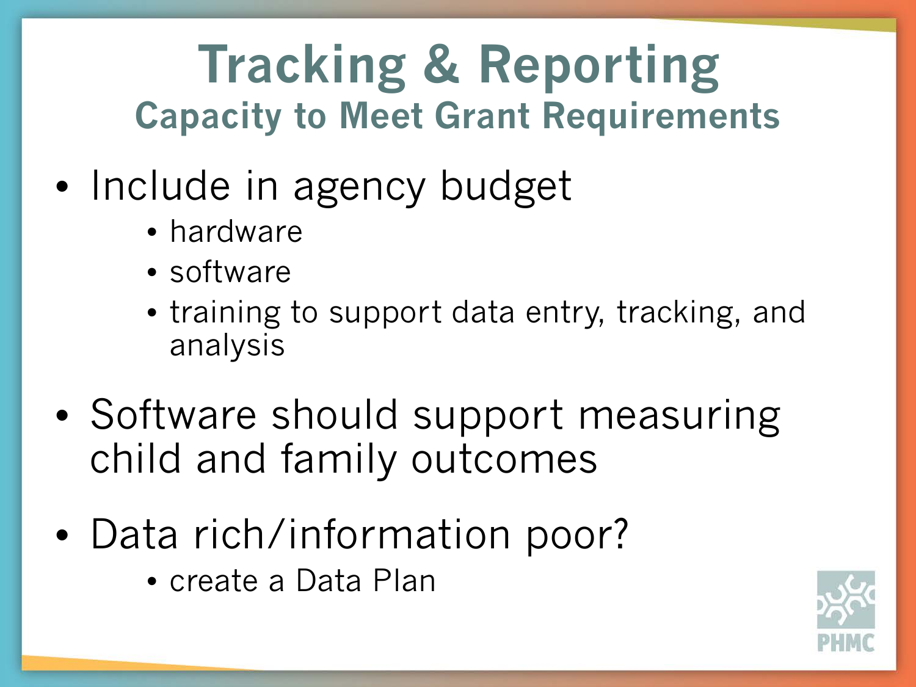# Tracking & Reporting

## Capacity to Meet Grant Requirements

- Include in agency budget
    - hardware
    - software
    - training to support data entry, tracking, and analysis
- Software should support measuring child and family outcomes
- Data rich/information poor?
    - create a Data Plan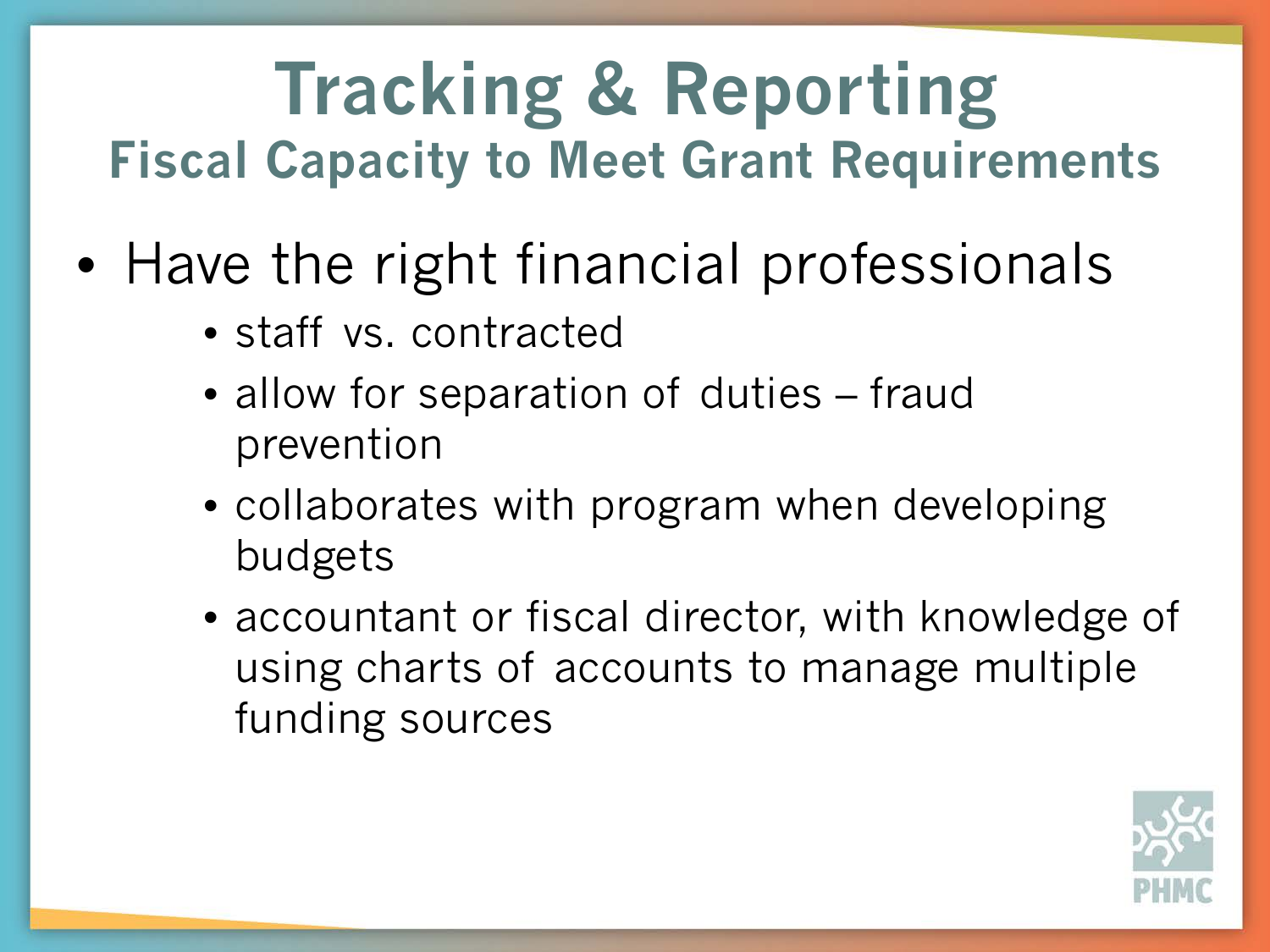# Tracking & Reporting

## Fiscal Capacity to Meet Grant Requirements

- Have the right financial professionals
  - staff vs. contracted
  - allow for separation of duties – fraud prevention
  - collaborates with program when developing budgets
  - accountant or fiscal director, with knowledge of using charts of accounts to manage multiple funding sources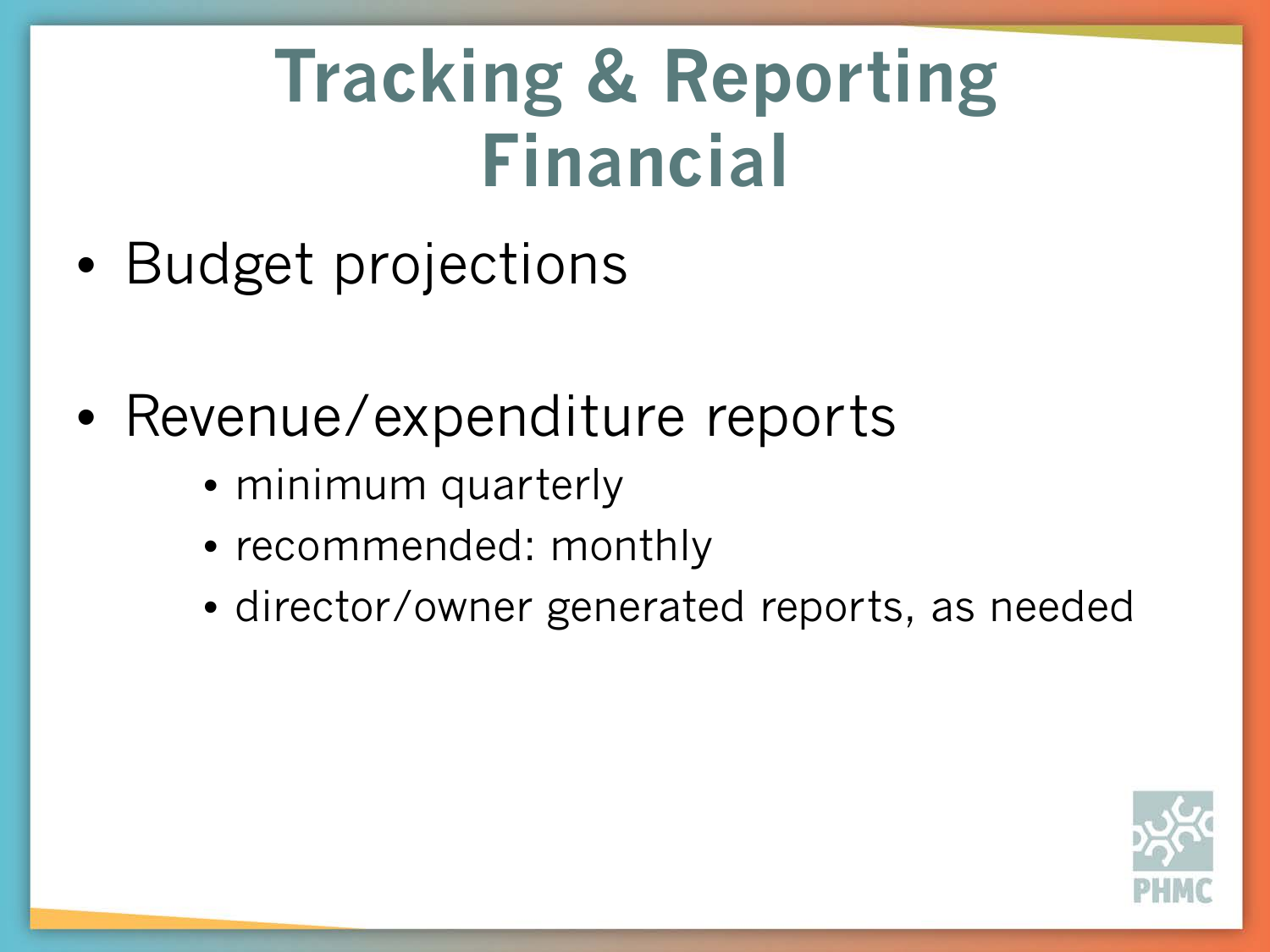# Tracking & Reporting Financial

- Budget projections
- Revenue/expenditure reports
  - minimum quarterly
  - recommended: monthly
  - director/owner generated reports, as needed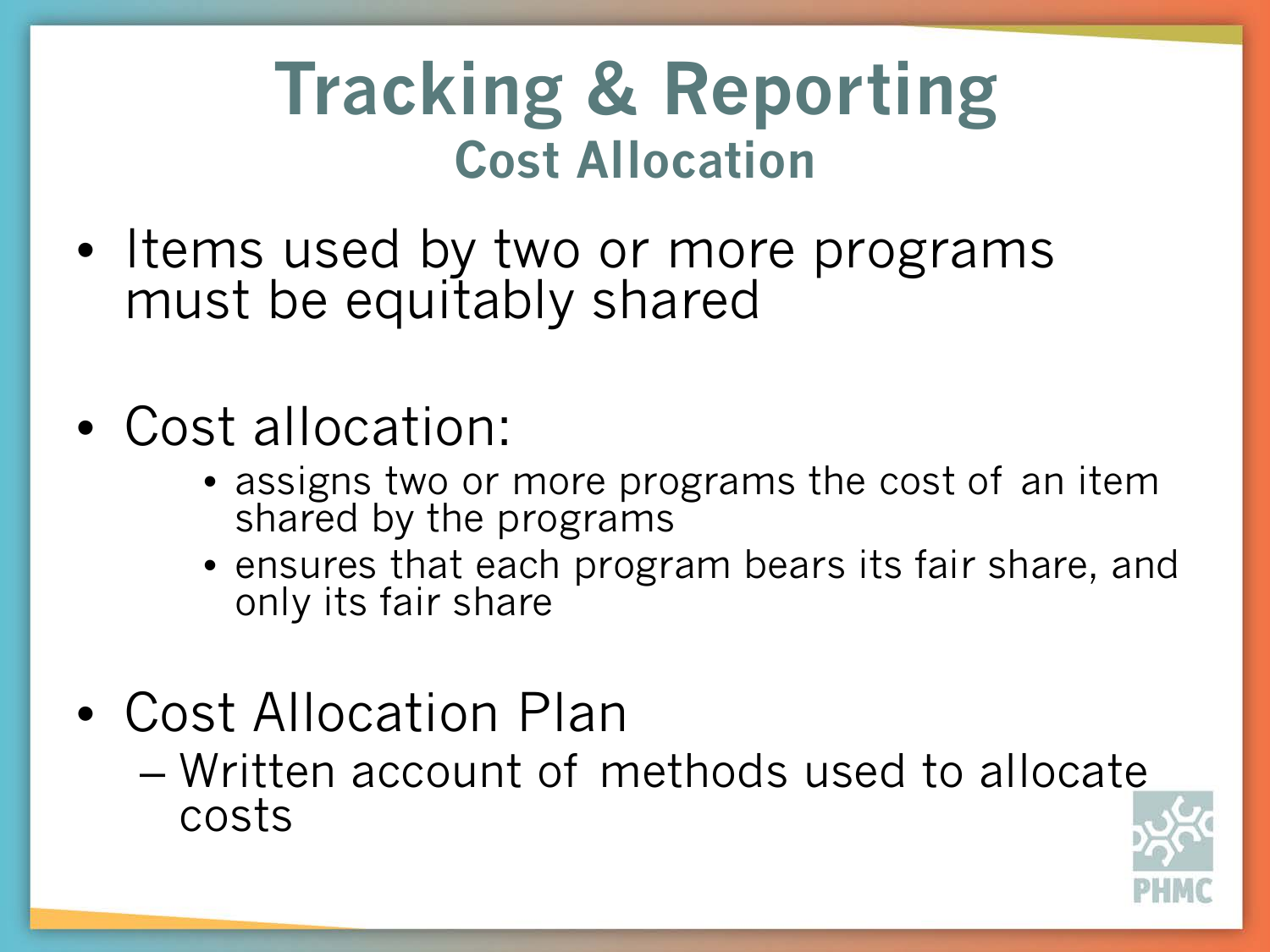# Tracking & Reporting

## Cost Allocation

- Items used by two or more programs must be equitably shared
- Cost allocation:
    - assigns two or more programs the cost of an item shared by the programs
    - ensures that each program bears its fair share, and only its fair share
- Cost Allocation Plan
    - Written account of methods used to allocate costs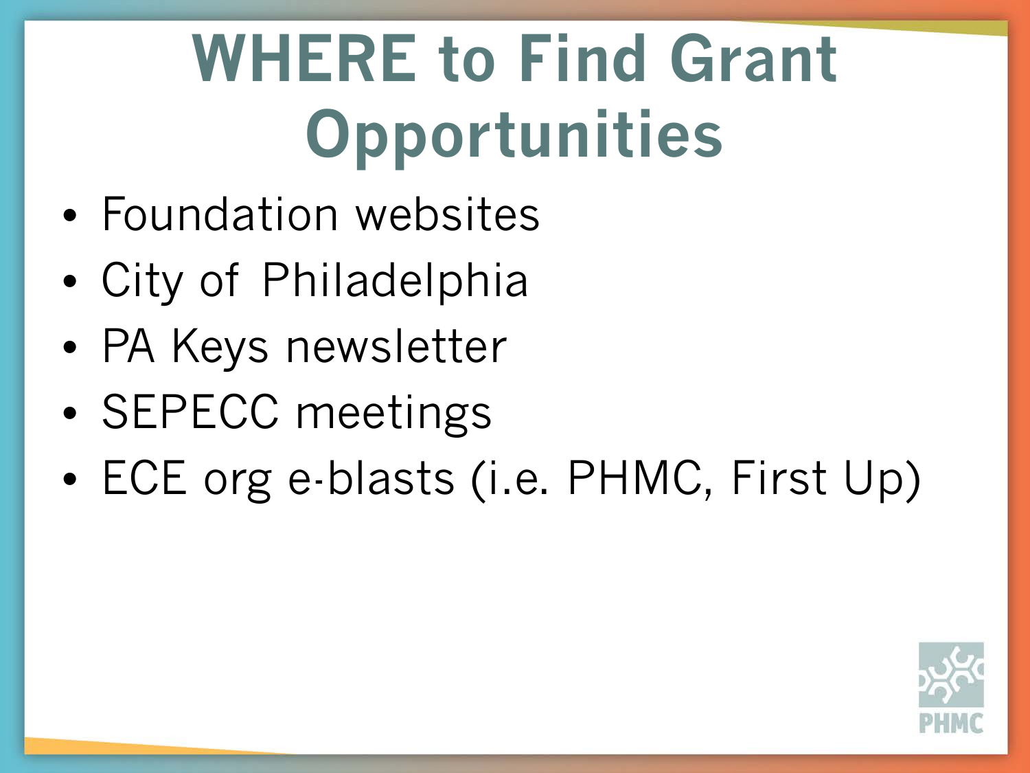# WHERE to Find Grant Opportunities

- Foundation websites
- City of Philadelphia
- PA Keys newsletter
- SEPECC meetings
- ECE org e-blasts (i.e. PHMC, First Up)